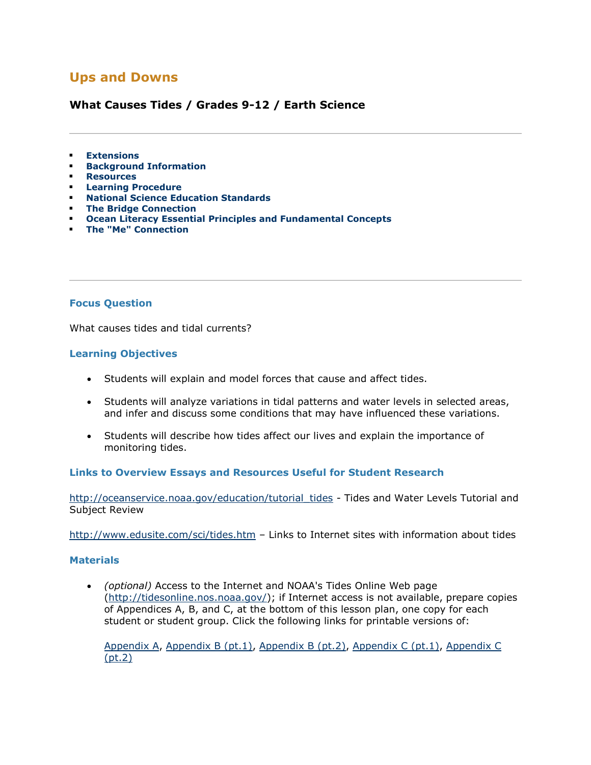# Ups and Downs

## What Causes Tides / Grades 9-12 / Earth Science

- **Extensions**
- **Background Information**
- **Resources**
- **Learning Procedure**
- **National Science Education Standards**
- **The Bridge Connection**
- **Ocean Literacy Essential Principles and Fundamental Concepts**
- **The "Me" Connection**

### Focus Question

What causes tides and tidal currents?

### Learning Objectives

- Students will explain and model forces that cause and affect tides.
- Students will analyze variations in tidal patterns and water levels in selected areas, and infer and discuss some conditions that may have influenced these variations.
- Students will describe how tides affect our lives and explain the importance of monitoring tides.

### Links to Overview Essays and Resources Useful for Student Research

http://oceanservice.noaa.gov/education/tutorial_tides - Tides and Water Levels Tutorial and Subject Review

http://www.edusite.com/sci/tides.htm – Links to Internet sites with information about tides

### Materials

- *(optional)* Access to the Internet and NOAA's Tides Online Web page (http://tidesonline.nos.noaa.gov/); if Internet access is not available, prepare copies of Appendices A, B, and C, at the bottom of this lesson plan, one copy for each student or student group. Click the following links for printable versions of:

  Appendix A, Appendix B (pt.1), Appendix B (pt.2), Appendix C (pt.1), Appendix C (pt.2)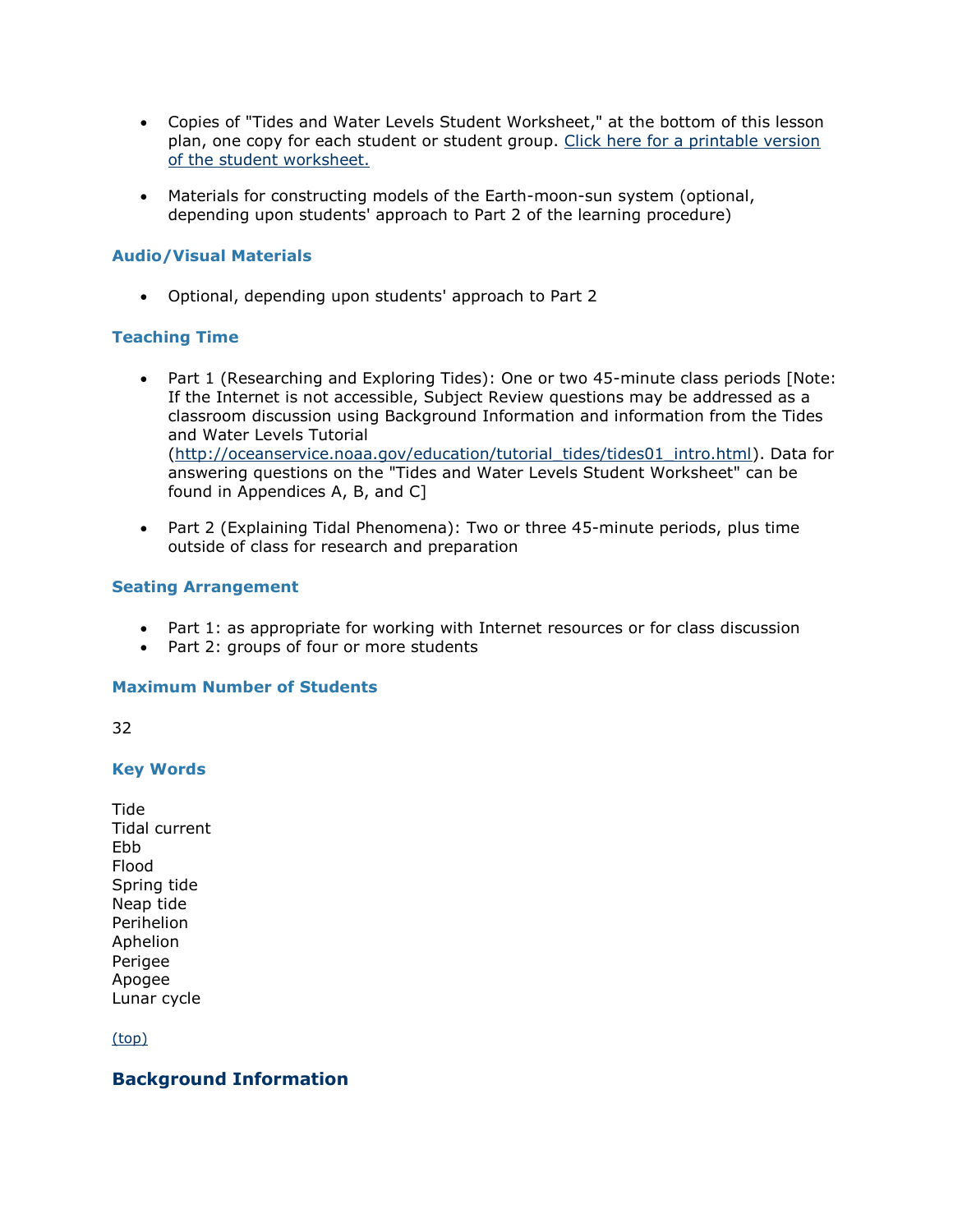- Copies of "Tides and Water Levels Student Worksheet," at the bottom of this lesson plan, one copy for each student or student group. [Click here for a printable version of the student worksheet.]

- Materials for constructing models of the Earth-moon-sun system (optional, depending upon students' approach to Part 2 of the learning procedure)

### Audio/Visual Materials

- Optional, depending upon students' approach to Part 2

### Teaching Time

- Part 1 (Researching and Exploring Tides): One or two 45-minute class periods [Note: If the Internet is not accessible, Subject Review questions may be addressed as a classroom discussion using Background Information and information from the Tides and Water Levels Tutorial (http://oceanservice.noaa.gov/education/tutorial_tides/tides01_intro.html). Data for answering questions on the "Tides and Water Levels Student Worksheet" can be found in Appendices A, B, and C]

- Part 2 (Explaining Tidal Phenomena): Two or three 45-minute periods, plus time outside of class for research and preparation

### Seating Arrangement

- Part 1: as appropriate for working with Internet resources or for class discussion
- Part 2: groups of four or more students

### Maximum Number of Students

32

### Key Words

Tide
Tidal current
Ebb
Flood
Spring tide
Neap tide
Perihelion
Aphelion
Perigee
Apogee
Lunar cycle

(top)

## Background Information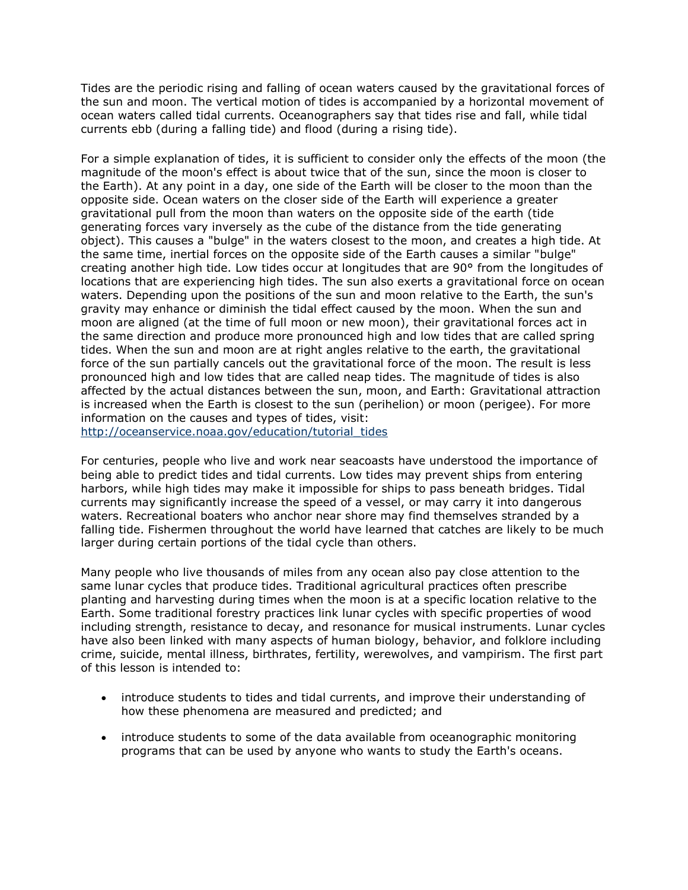Tides are the periodic rising and falling of ocean waters caused by the gravitational forces of the sun and moon. The vertical motion of tides is accompanied by a horizontal movement of ocean waters called tidal currents. Oceanographers say that tides rise and fall, while tidal currents ebb (during a falling tide) and flood (during a rising tide).

For a simple explanation of tides, it is sufficient to consider only the effects of the moon (the magnitude of the moon's effect is about twice that of the sun, since the moon is closer to the Earth). At any point in a day, one side of the Earth will be closer to the moon than the opposite side. Ocean waters on the closer side of the Earth will experience a greater gravitational pull from the moon than waters on the opposite side of the earth (tide generating forces vary inversely as the cube of the distance from the tide generating object). This causes a "bulge" in the waters closest to the moon, and creates a high tide. At the same time, inertial forces on the opposite side of the Earth causes a similar "bulge" creating another high tide. Low tides occur at longitudes that are 90° from the longitudes of locations that are experiencing high tides. The sun also exerts a gravitational force on ocean waters. Depending upon the positions of the sun and moon relative to the Earth, the sun's gravity may enhance or diminish the tidal effect caused by the moon. When the sun and moon are aligned (at the time of full moon or new moon), their gravitational forces act in the same direction and produce more pronounced high and low tides that are called spring tides. When the sun and moon are at right angles relative to the earth, the gravitational force of the sun partially cancels out the gravitational force of the moon. The result is less pronounced high and low tides that are called neap tides. The magnitude of tides is also affected by the actual distances between the sun, moon, and Earth: Gravitational attraction is increased when the Earth is closest to the sun (perihelion) or moon (perigee). For more information on the causes and types of tides, visit: [http://oceanservice.noaa.gov/education/tutorial_tides](http://oceanservice.noaa.gov/education/tutorial_tides)

For centuries, people who live and work near seacoasts have understood the importance of being able to predict tides and tidal currents. Low tides may prevent ships from entering harbors, while high tides may make it impossible for ships to pass beneath bridges. Tidal currents may significantly increase the speed of a vessel, or may carry it into dangerous waters. Recreational boaters who anchor near shore may find themselves stranded by a falling tide. Fishermen throughout the world have learned that catches are likely to be much larger during certain portions of the tidal cycle than others.

Many people who live thousands of miles from any ocean also pay close attention to the same lunar cycles that produce tides. Traditional agricultural practices often prescribe planting and harvesting during times when the moon is at a specific location relative to the Earth. Some traditional forestry practices link lunar cycles with specific properties of wood including strength, resistance to decay, and resonance for musical instruments. Lunar cycles have also been linked with many aspects of human biology, behavior, and folklore including crime, suicide, mental illness, birthrates, fertility, werewolves, and vampirism. The first part of this lesson is intended to:

- introduce students to tides and tidal currents, and improve their understanding of how these phenomena are measured and predicted; and
- introduce students to some of the data available from oceanographic monitoring programs that can be used by anyone who wants to study the Earth's oceans.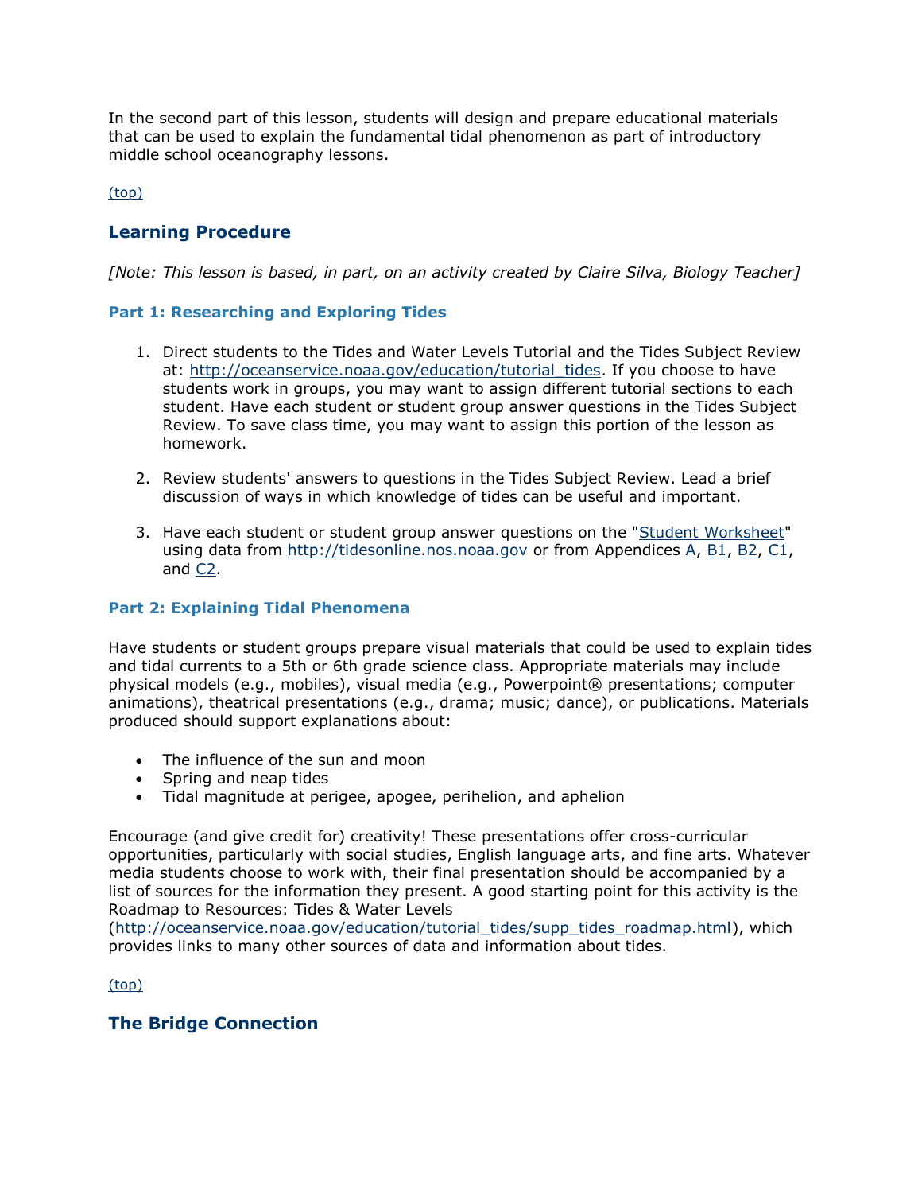In the second part of this lesson, students will design and prepare educational materials that can be used to explain the fundamental tidal phenomenon as part of introductory middle school oceanography lessons.

(top)

## Learning Procedure

*[Note: This lesson is based, in part, on an activity created by Claire Silva, Biology Teacher]*

### Part 1: Researching and Exploring Tides

1. Direct students to the Tides and Water Levels Tutorial and the Tides Subject Review at: http://oceanservice.noaa.gov/education/tutorial_tides. If you choose to have students work in groups, you may want to assign different tutorial sections to each student. Have each student or student group answer questions in the Tides Subject Review. To save class time, you may want to assign this portion of the lesson as homework.

2. Review students' answers to questions in the Tides Subject Review. Lead a brief discussion of ways in which knowledge of tides can be useful and important.

3. Have each student or student group answer questions on the "Student Worksheet" using data from http://tidesonline.nos.noaa.gov or from Appendices A, B1, B2, C1, and C2.

### Part 2: Explaining Tidal Phenomena

Have students or student groups prepare visual materials that could be used to explain tides and tidal currents to a 5th or 6th grade science class. Appropriate materials may include physical models (e.g., mobiles), visual media (e.g., Powerpoint® presentations; computer animations), theatrical presentations (e.g., drama; music; dance), or publications. Materials produced should support explanations about:

- The influence of the sun and moon
- Spring and neap tides
- Tidal magnitude at perigee, apogee, perihelion, and aphelion

Encourage (and give credit for) creativity! These presentations offer cross-curricular opportunities, particularly with social studies, English language arts, and fine arts. Whatever media students choose to work with, their final presentation should be accompanied by a list of sources for the information they present. A good starting point for this activity is the Roadmap to Resources: Tides & Water Levels (http://oceanservice.noaa.gov/education/tutorial_tides/supp_tides_roadmap.html), which provides links to many other sources of data and information about tides.

(top)

## The Bridge Connection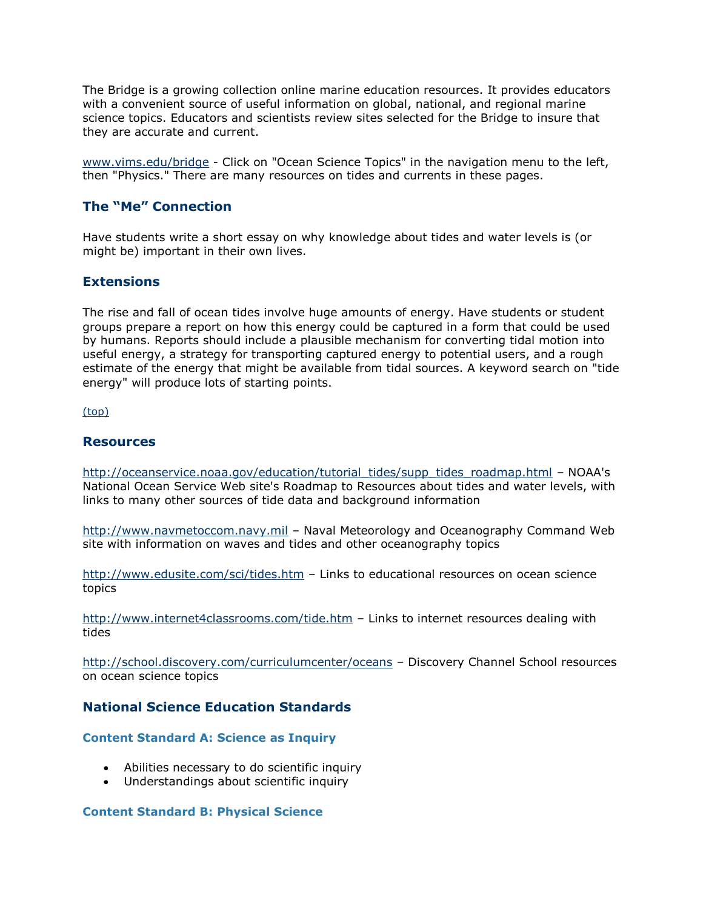The Bridge is a growing collection online marine education resources. It provides educators with a convenient source of useful information on global, national, and regional marine science topics. Educators and scientists review sites selected for the Bridge to insure that they are accurate and current.

[www.vims.edu/bridge](http://www.vims.edu/bridge) - Click on "Ocean Science Topics" in the navigation menu to the left, then "Physics." There are many resources on tides and currents in these pages.

### The "Me" Connection

Have students write a short essay on why knowledge about tides and water levels is (or might be) important in their own lives.

### Extensions

The rise and fall of ocean tides involve huge amounts of energy. Have students or student groups prepare a report on how this energy could be captured in a form that could be used by humans. Reports should include a plausible mechanism for converting tidal motion into useful energy, a strategy for transporting captured energy to potential users, and a rough estimate of the energy that might be available from tidal sources. A keyword search on "tide energy" will produce lots of starting points.

(top)

### Resources

http://oceanservice.noaa.gov/education/tutorial_tides/supp_tides_roadmap.html – NOAA's National Ocean Service Web site's Roadmap to Resources about tides and water levels, with links to many other sources of tide data and background information

http://www.navmetoccom.navy.mil – Naval Meteorology and Oceanography Command Web site with information on waves and tides and other oceanography topics

http://www.edusite.com/sci/tides.htm – Links to educational resources on ocean science topics

http://www.internet4classrooms.com/tide.htm – Links to internet resources dealing with tides

http://school.discovery.com/curriculumcenter/oceans – Discovery Channel School resources on ocean science topics

### National Science Education Standards

#### Content Standard A: Science as Inquiry

- Abilities necessary to do scientific inquiry
- Understandings about scientific inquiry

#### Content Standard B: Physical Science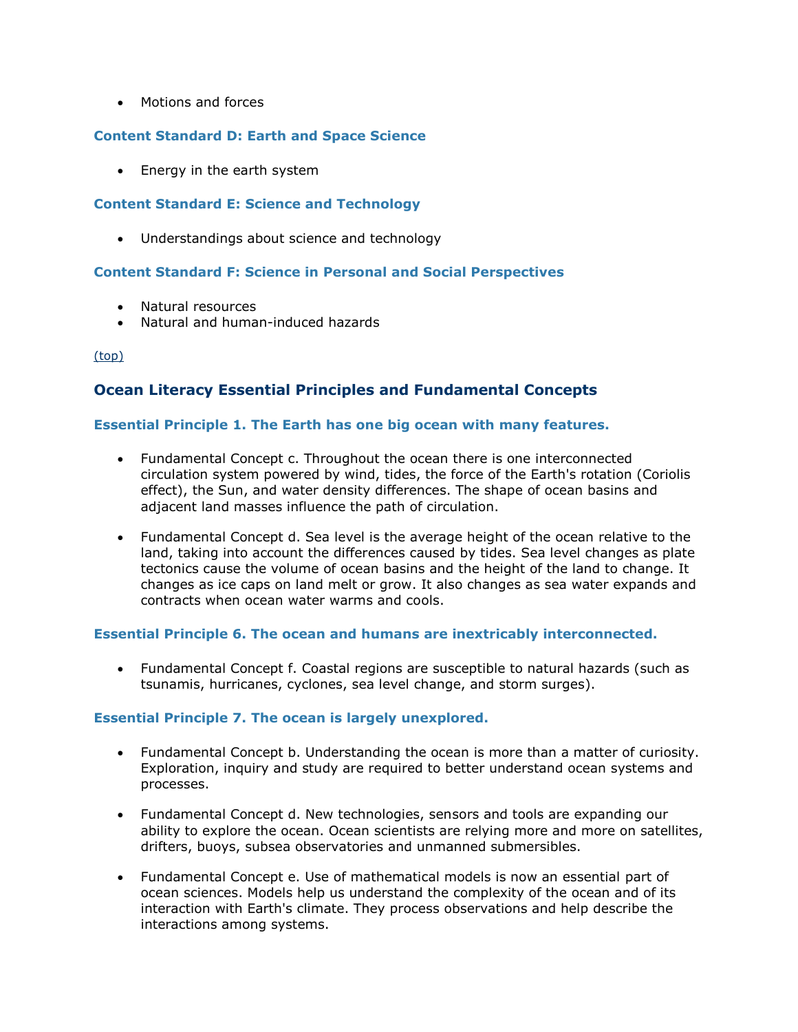- Motions and forces

### Content Standard D: Earth and Space Science

- Energy in the earth system

### Content Standard E: Science and Technology

- Understandings about science and technology

### Content Standard F: Science in Personal and Social Perspectives

- Natural resources
- Natural and human-induced hazards

(top)

## Ocean Literacy Essential Principles and Fundamental Concepts

### Essential Principle 1. The Earth has one big ocean with many features.

- Fundamental Concept c. Throughout the ocean there is one interconnected circulation system powered by wind, tides, the force of the Earth's rotation (Coriolis effect), the Sun, and water density differences. The shape of ocean basins and adjacent land masses influence the path of circulation.

- Fundamental Concept d. Sea level is the average height of the ocean relative to the land, taking into account the differences caused by tides. Sea level changes as plate tectonics cause the volume of ocean basins and the height of the land to change. It changes as ice caps on land melt or grow. It also changes as sea water expands and contracts when ocean water warms and cools.

### Essential Principle 6. The ocean and humans are inextricably interconnected.

- Fundamental Concept f. Coastal regions are susceptible to natural hazards (such as tsunamis, hurricanes, cyclones, sea level change, and storm surges).

### Essential Principle 7. The ocean is largely unexplored.

- Fundamental Concept b. Understanding the ocean is more than a matter of curiosity. Exploration, inquiry and study are required to better understand ocean systems and processes.

- Fundamental Concept d. New technologies, sensors and tools are expanding our ability to explore the ocean. Ocean scientists are relying more and more on satellites, drifters, buoys, subsea observatories and unmanned submersibles.

- Fundamental Concept e. Use of mathematical models is now an essential part of ocean sciences. Models help us understand the complexity of the ocean and of its interaction with Earth's climate. They process observations and help describe the interactions among systems.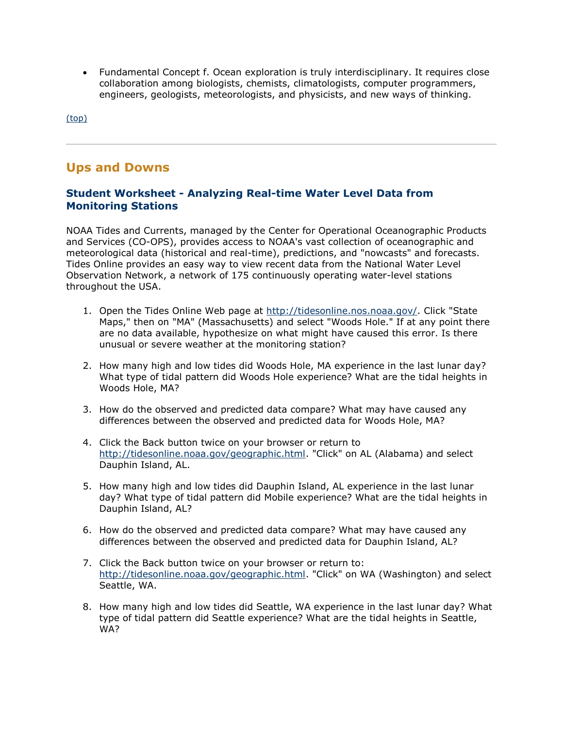- Fundamental Concept f. Ocean exploration is truly interdisciplinary. It requires close collaboration among biologists, chemists, climatologists, computer programmers, engineers, geologists, meteorologists, and physicists, and new ways of thinking.

(top)

---

## Ups and Downs

### Student Worksheet - Analyzing Real-time Water Level Data from Monitoring Stations

NOAA Tides and Currents, managed by the Center for Operational Oceanographic Products and Services (CO-OPS), provides access to NOAA's vast collection of oceanographic and meteorological data (historical and real-time), predictions, and "nowcasts" and forecasts. Tides Online provides an easy way to view recent data from the National Water Level Observation Network, a network of 175 continuously operating water-level stations throughout the USA.

1. Open the Tides Online Web page at http://tidesonline.nos.noaa.gov/. Click "State Maps," then on "MA" (Massachusetts) and select "Woods Hole." If at any point there are no data available, hypothesize on what might have caused this error. Is there unusual or severe weather at the monitoring station?

2. How many high and low tides did Woods Hole, MA experience in the last lunar day? What type of tidal pattern did Woods Hole experience? What are the tidal heights in Woods Hole, MA?

3. How do the observed and predicted data compare? What may have caused any differences between the observed and predicted data for Woods Hole, MA?

4. Click the Back button twice on your browser or return to http://tidesonline.noaa.gov/geographic.html. "Click" on AL (Alabama) and select Dauphin Island, AL.

5. How many high and low tides did Dauphin Island, AL experience in the last lunar day? What type of tidal pattern did Mobile experience? What are the tidal heights in Dauphin Island, AL?

6. How do the observed and predicted data compare? What may have caused any differences between the observed and predicted data for Dauphin Island, AL?

7. Click the Back button twice on your browser or return to: http://tidesonline.noaa.gov/geographic.html. "Click" on WA (Washington) and select Seattle, WA.

8. How many high and low tides did Seattle, WA experience in the last lunar day? What type of tidal pattern did Seattle experience? What are the tidal heights in Seattle, WA?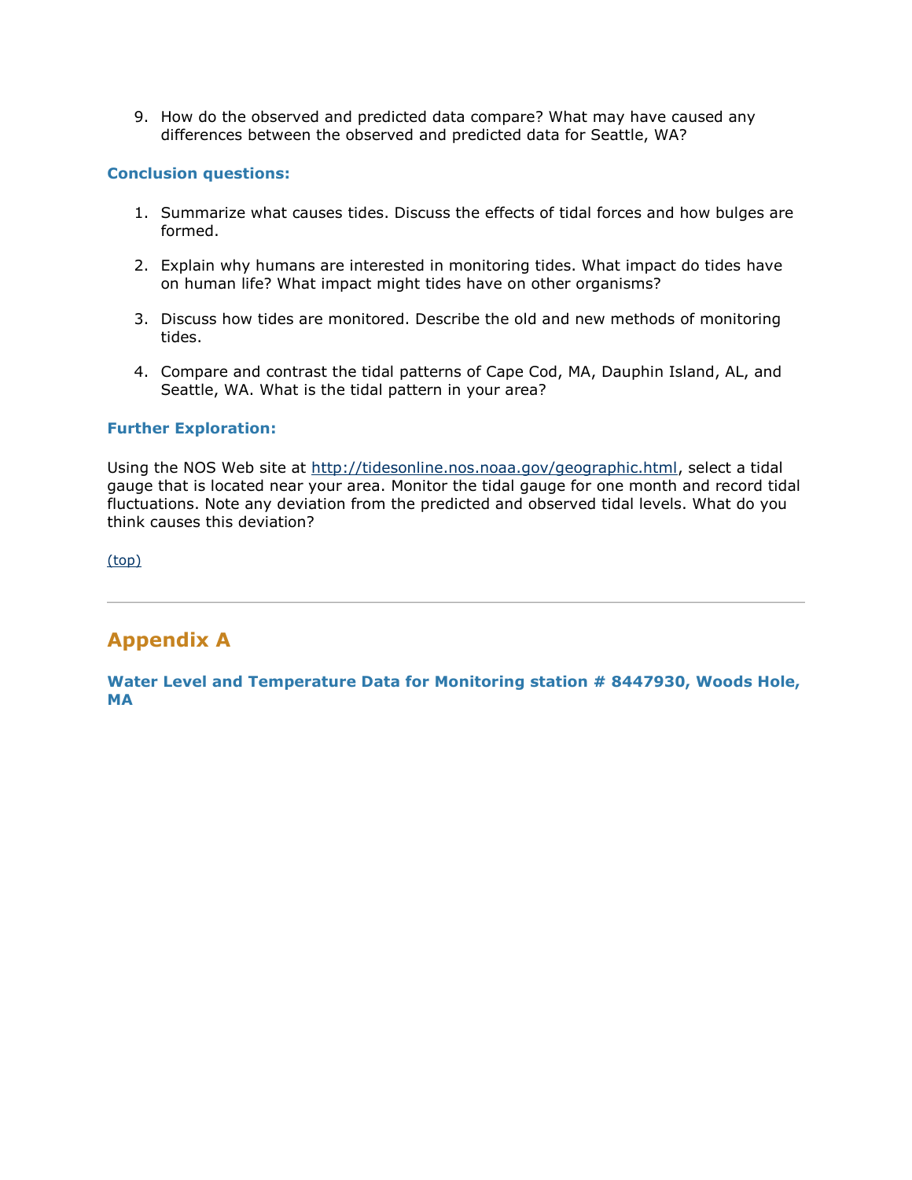9. How do the observed and predicted data compare? What may have caused any differences between the observed and predicted data for Seattle, WA?

### Conclusion questions:

1. Summarize what causes tides. Discuss the effects of tidal forces and how bulges are formed.

2. Explain why humans are interested in monitoring tides. What impact do tides have on human life? What impact might tides have on other organisms?

3. Discuss how tides are monitored. Describe the old and new methods of monitoring tides.

4. Compare and contrast the tidal patterns of Cape Cod, MA, Dauphin Island, AL, and Seattle, WA. What is the tidal pattern in your area?

### Further Exploration:

Using the NOS Web site at [http://tidesonline.nos.noaa.gov/geographic.html](http://tidesonline.nos.noaa.gov/geographic.html), select a tidal gauge that is located near your area. Monitor the tidal gauge for one month and record tidal fluctuations. Note any deviation from the predicted and observed tidal levels. What do you think causes this deviation?

(top)

---

## Appendix A

### Water Level and Temperature Data for Monitoring station # 8447930, Woods Hole, MA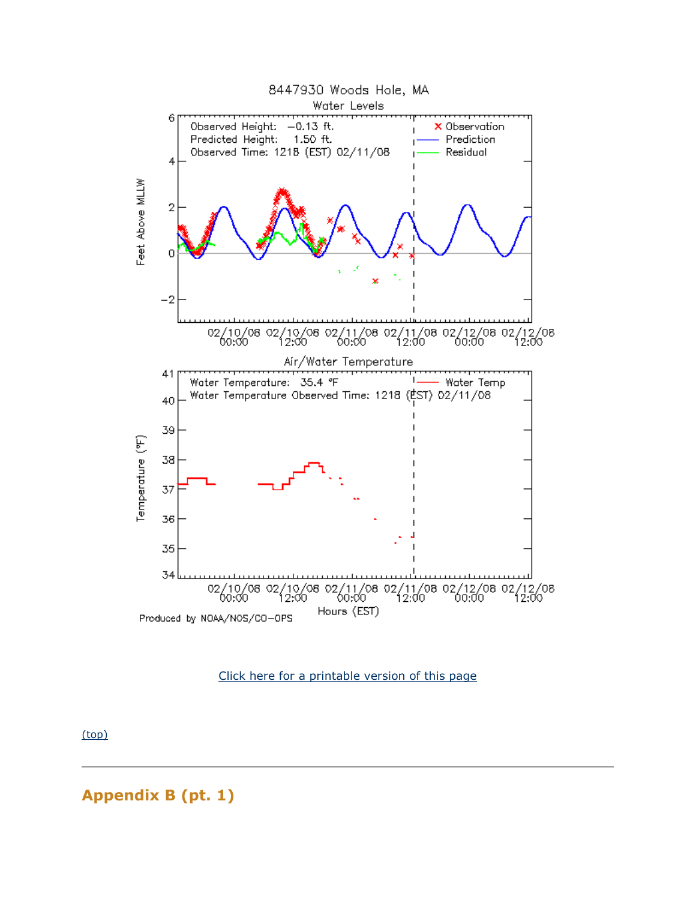8447930 Woods Hole, MA

Water Levels

Observed Height: −0.13 ft.
Predicted Height: 1.50 ft.
Observed Time: 1218 (EST) 02/11/08

Air/Water Temperature

Water Temperature: 35.4 °F
Water Temperature Observed Time: 1218 (EST) 02/11/08

Produced by NOAA/NOS/CO-OPS

Click here for a printable version of this page

(top)

---

## Appendix B (pt. 1)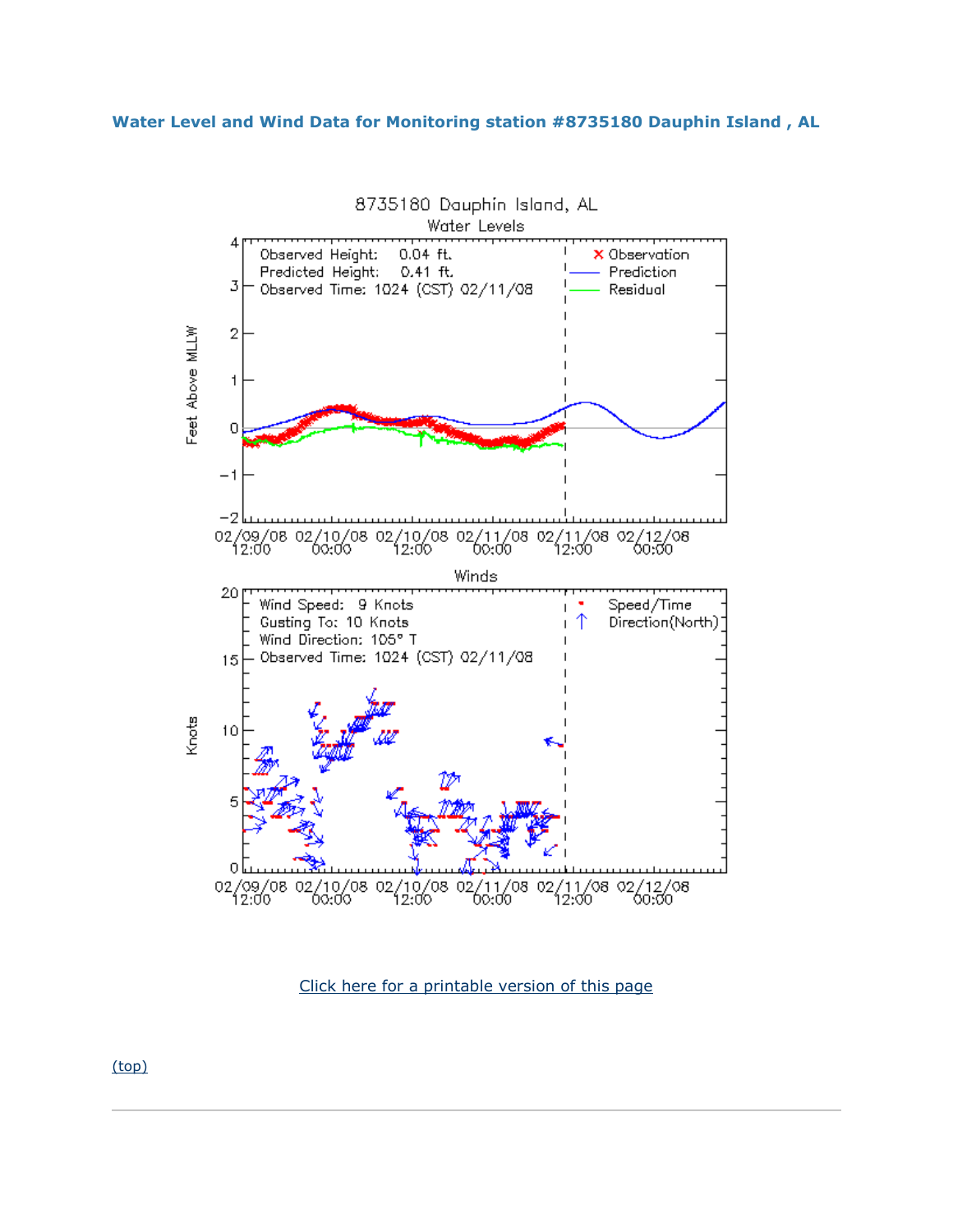### Water Level and Wind Data for Monitoring station #8735180 Dauphin Island , AL

8735180 Dauphin Island, AL

Water Levels

Observed Height: 0.04 ft.
Predicted Height: 0.41 ft.
Observed Time: 1024 (CST) 02/11/08

Winds

Wind Speed: 9 Knots
Gusting To: 10 Knots
Wind Direction: 105° T
Observed Time: 1024 (CST) 02/11/08

Click here for a printable version of this page

(top)

---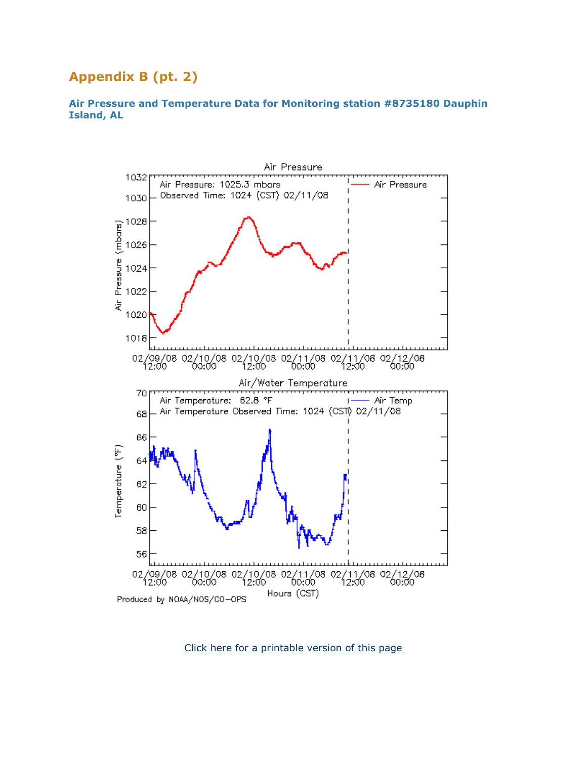## Appendix B (pt. 2)

### Air Pressure and Temperature Data for Monitoring station #8735180 Dauphin Island, AL

Air Pressure

Air Pressure: 1025.3 mbars
Observed Time: 1024 (CST) 02/11/08

Air/Water Temperature

Air Temperature: 62.8 °F
Air Temperature Observed Time: 1024 (CST) 02/11/08

Produced by NOAA/NOS/CO-OPS

Click here for a printable version of this page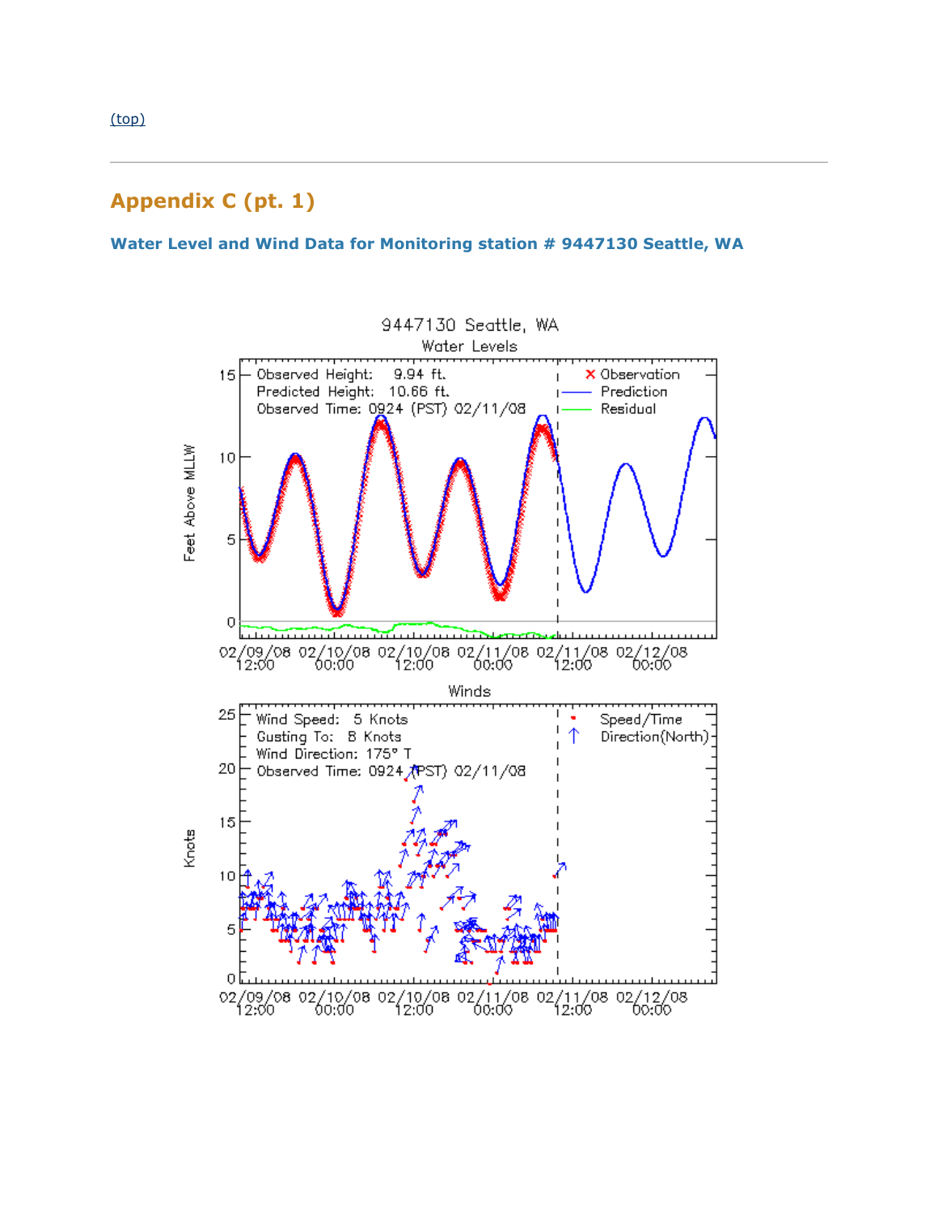(top)

---

## Appendix C (pt. 1)

### Water Level and Wind Data for Monitoring station # 9447130 Seattle, WA

9447130 Seattle, WA

Water Levels

Observed Height: 9.94 ft.
Predicted Height: 10.66 ft.
Observed Time: 0924 (PST) 02/11/08

Winds

Wind Speed: 5 Knots
Gusting To: 8 Knots
Wind Direction: 175° T
Observed Time: 0924 (PST) 02/11/08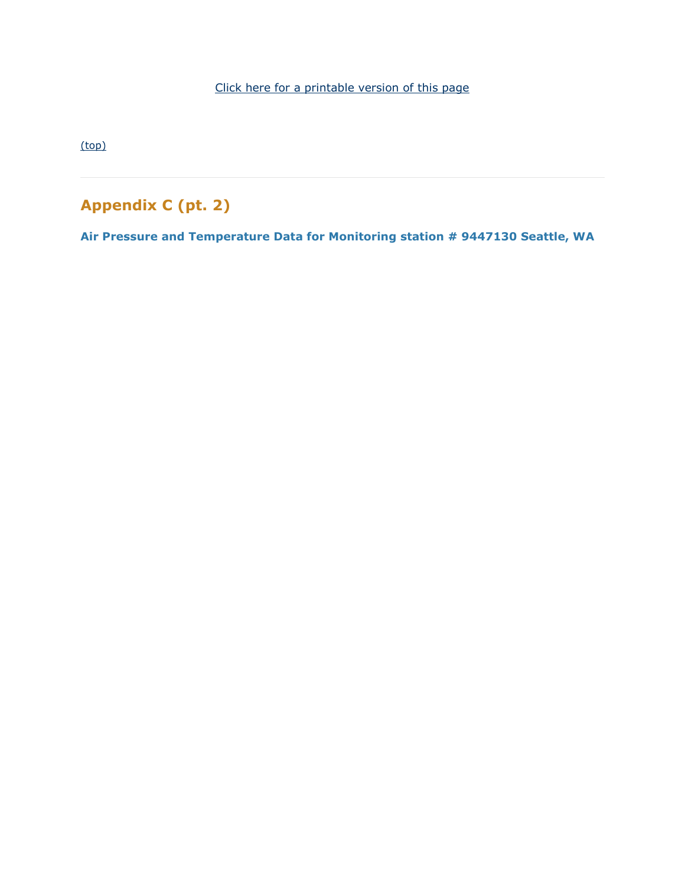Click here for a printable version of this page

(top)

---

## Appendix C (pt. 2)

### Air Pressure and Temperature Data for Monitoring station # 9447130 Seattle, WA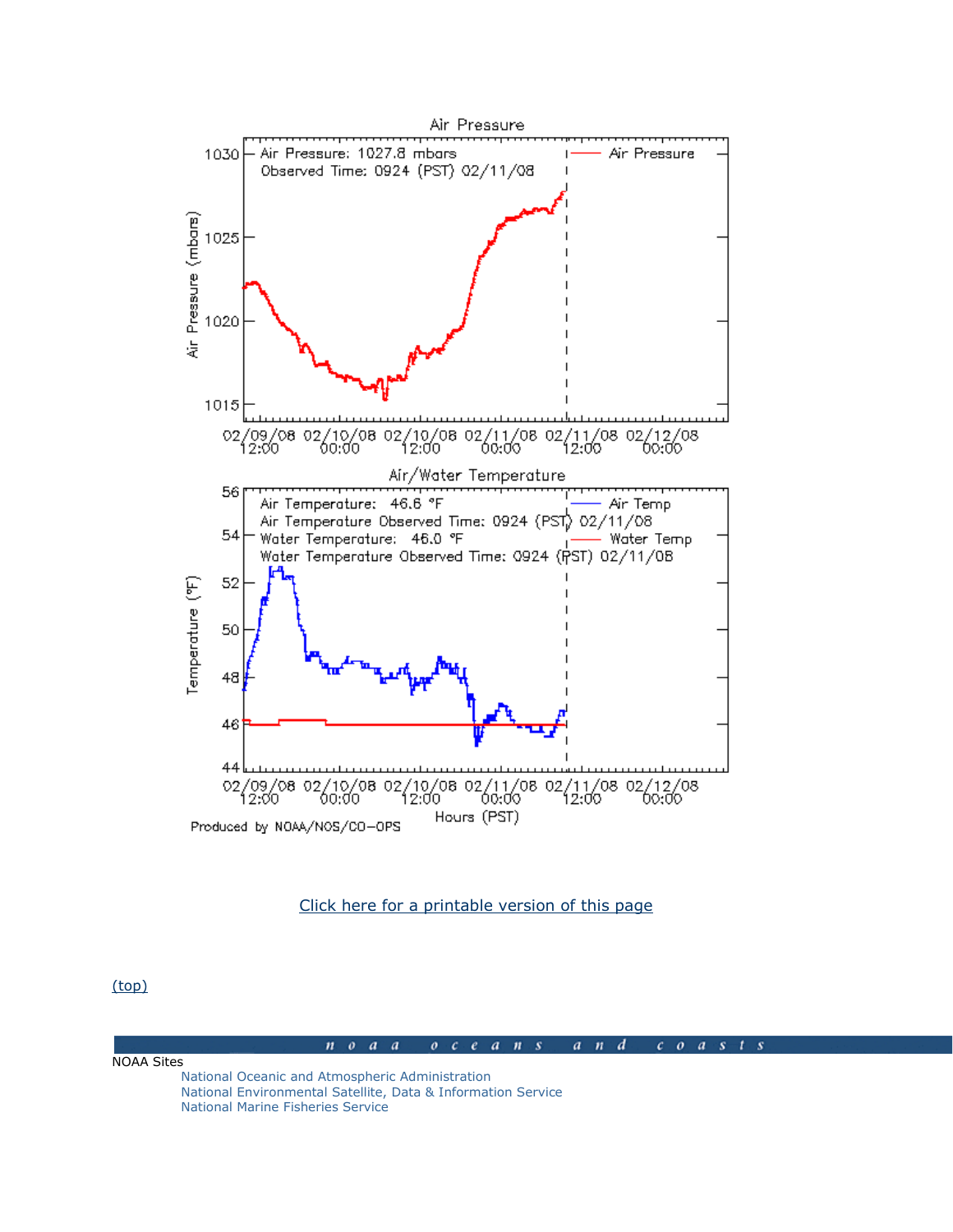Air Pressure

Air Pressure: 1027.8 mbars
Observed Time: 0924 (PST) 02/11/08

Air/Water Temperature

Air Temperature: 46.6 °F
Air Temperature Observed Time: 0924 (PST) 02/11/08
Water Temperature: 46.0 °F
Water Temperature Observed Time: 0924 (PST) 02/11/08

Produced by NOAA/NOS/CO-OPS

Click here for a printable version of this page

(top)

noaa oceans and coasts

NOAA Sites

- National Oceanic and Atmospheric Administration
- National Environmental Satellite, Data & Information Service
- National Marine Fisheries Service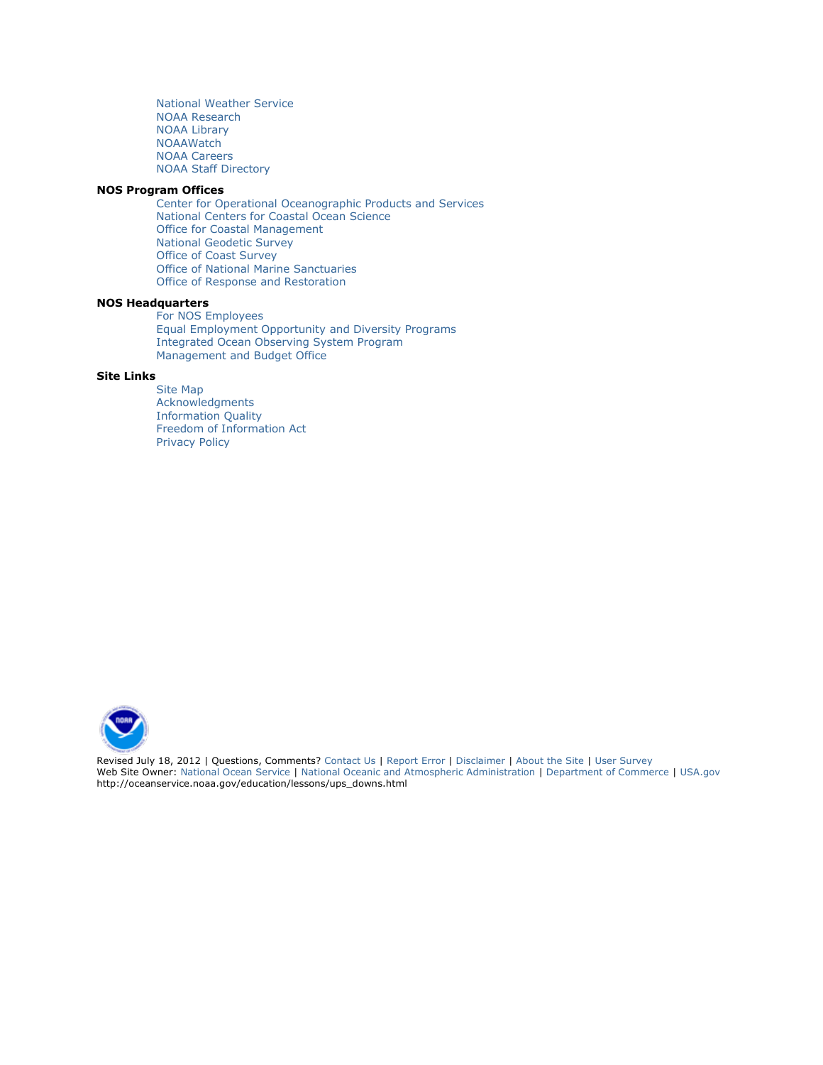National Weather Service
NOAA Research
NOAA Library
NOAAWatch
NOAA Careers
NOAA Staff Directory

**NOS Program Offices**

Center for Operational Oceanographic Products and Services
National Centers for Coastal Ocean Science
Office for Coastal Management
National Geodetic Survey
Office of Coast Survey
Office of National Marine Sanctuaries
Office of Response and Restoration

**NOS Headquarters**

For NOS Employees
Equal Employment Opportunity and Diversity Programs
Integrated Ocean Observing System Program
Management and Budget Office

**Site Links**

Site Map
Acknowledgments
Information Quality
Freedom of Information Act
Privacy Policy

Revised July 18, 2012 | Questions, Comments? Contact Us | Report Error | Disclaimer | About the Site | User Survey
Web Site Owner: National Ocean Service | National Oceanic and Atmospheric Administration | Department of Commerce | USA.gov
http://oceanservice.noaa.gov/education/lessons/ups_downs.html